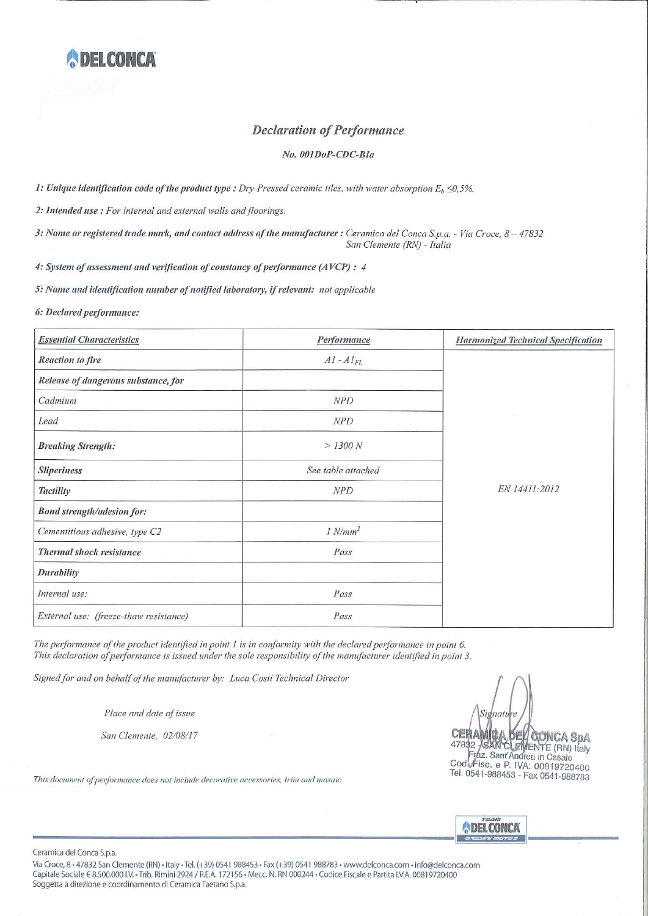**DELCONCA**

# *Declaration of Performance*

*No. 001DoP-CDC-BIa*

***1: Unique identification code of the product type :*** *Dry-Pressed ceramic tiles, with water absorption $E_b \leq 0,5\%$.*

***2: Intended use :*** *For internal and external walls and floorings.*

***3: Name or registered trade mark, and contact address of the manufacturer :*** *Ceramica del Conca S.p.a. - Via Croce, 8 – 47832 San Clemente (RN) - Italia*

***4: System of assessment and verification of constancy of performance (AVCP) :*** *4*

***5: Name and identification number of notified laboratory, if relevant:*** *not applicable*

***6: Declared performance:***

| *Essential Characteristics* | *Performance* | *Harmonized Technical Specification* |
|---|---|---|
| ***Reaction to fire*** | *A1 - $A1_{FL}$* | EN 14411:2012 |
| ***Release of dangerous substance, for*** | | |
| *Cadmium* | *NPD* | |
| *Lead* | *NPD* | |
| ***Breaking Strength:*** | *> 1300 N* | |
| ***Sliperiness*** | *See table attached* | |
| ***Tactility*** | *NPD* | |
| ***Bond strength/adesion for:*** | | |
| *Cementitious adhesive, type C2* | *1 $N/mm^2$* | |
| ***Thermal shock resistance*** | *Pass* | |
| ***Durability*** | | |
| *Internal use:* | *Pass* | |
| *External use: (freeze-thaw resistance)* | *Pass* | |

*The performance of the product identified in point 1 is in conformity with the declared performance in point 6.*
*This declaration of performance is issued under the sole responsibility of the manufacturer identified in point 3.*

*Signed for and on behalf of the manufacturer by: Luca Costi Technical Director*

*Place and date of issue*

*San Clemente, 02/08/17*

*Signature*

CERAMICA DEL CONCA SpA
47832 - SAN CLEMENTE (RN) Italy
Fraz. Sant'Andrea in Casale
Cod. Fisc. e P. IVA: 00819720400
Tel. 0541-988453 - Fax 0541-988783

*This document of performance does not include decorative accessories, trim and mosaic.*

Ceramica del Conca S.p.a.
Via Croce, 8 • 47832 San Clemente (RN) • Italy • Tel. (+39) 0541 988453 • Fax (+39) 0541 988783 • www.delconca.com • info@delconca.com
Capitale Sociale € 8.500.000 I.V. • Trib. Rimini 2924 / R.E.A. 172156 • Mecc. N. RN 000244 • Codice Fiscale e Partita I.V.A. 00819720400
Soggetta a direzione e coordinamento di Ceramica Faetano S.p.a.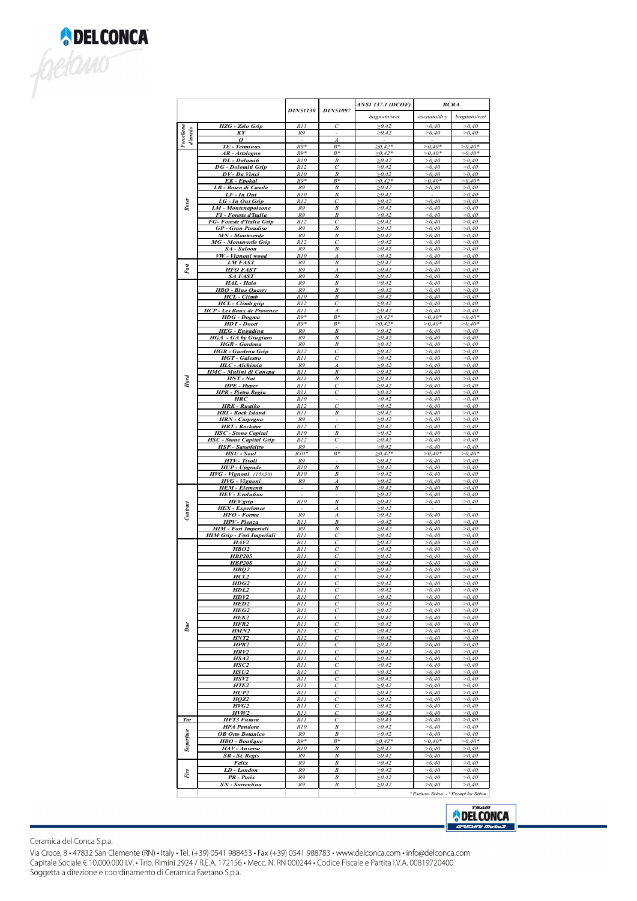| | | DIN51130 | DIN51097 | ANSI 137.1 (DCOF) | BCRA | |
|---|---|---|---|---|---|---|
| | | | | bagnato/wet | asciutto/dry | bagnato/wet |
| Porcellana d'arredo | HZG - Zelo Grip | R13 | C | ≥0,42 | >0,40 | >0,40 |
| | KY | R9 | - | ≥0,42 | >0,40 | >0,40 |
| | O | - | A | - | - | - |
| Rovere | TE - Terminus | R9* | B* | ≥0,42* | >0,40* | >0,40* |
| | AR - Artelegno | R9* | B* | ≥0,42* | >0,40* | >0,40* |
| | DL - Dolomiti | R10 | B | ≥0,42 | >0,40 | >0,40 |
| | DG - Dolomiti Grip | R12 | C | ≥0,42 | >0,40 | >0,40 |
| | DV - Da Vinci | R10 | B | ≥0,42 | >0,40 | >0,40 |
| | EK - Epokal | R9* | B* | ≥0,42* | >0,40* | >0,40* |
| | LB - Bosco di Casole | R9 | B | ≥0,42 | >0,40 | >0,40 |
| | LF - In Out | R10 | B | ≥0,42 | - | >0,40 |
| | LG - In Out Grip | R12 | C | ≥0,42 | >0,40 | >0,40 |
| | LM - Montenapoleone | R9 | B | ≥0,42 | >0,40 | >0,40 |
| | FI - Foreste d'Italia | R9 | B | ≥0,42 | >0,40 | >0,40 |
| | FG- Foreste d'Italia Grip | R12 | C | ≥0,42 | >0,40 | >0,40 |
| | GP - Gran Paradiso | R9 | B | ≥0,42 | >0,40 | >0,40 |
| | MN - Monteverde | R9 | B | ≥0,42 | >0,40 | >0,40 |
| | MG - Monteverde Grip | R12 | C | ≥0,42 | >0,40 | >0,40 |
| | SA - Saloon | R9 | B | ≥0,42 | >0,40 | >0,40 |
| | VW - Vignoni wood | R10 | A | ≥0,42 | >0,40 | >0,40 |
| Fast | LM FAST | R9 | B | ≥0,42 | >0,40 | >0,40 |
| | HFO FAST | R9 | A | ≥0,42 | >0,40 | >0,40 |
| | SA FAST | R9 | B | ≥0,42 | >0,40 | >0,40 |
| Hard | HAL - Halo | R9 | B | ≥0,42 | >0,40 | >0,40 |
| | HBQ - Blue Quarry | R9 | B | ≥0,42 | >0,40 | >0,40 |
| | HCL - Climb | R10 | B | ≥0,42 | >0,40 | >0,40 |
| | HCL - Climb grip | R12 | C | ≥0,42 | >0,40 | >0,40 |
| | HCP - Les Baux de Provence | R11 | A | ≥0,42 | >0,40 | >0,40 |
| | HDG - Dogma | R9* | B* | ≥0,42* | >0,40* | >0,40* |
| | HDT - Docet | R9* | B* | ≥0,42* | >0,40* | >0,40* |
| | HEG - Engadina | R9 | B | ≥0,42 | >0,40 | >0,40 |
| | HGA - GA by Giugiaro | R9 | B | ≥0,42 | >0,40 | >0,40 |
| | HGR - Gardena | R9 | B | ≥0,42 | >0,40 | >0,40 |
| | HGR - Gardena Grip | R12 | C | ≥0,42 | >0,40 | >0,40 |
| | HGT - Galestro | R11 | C | ≥0,42 | >0,40 | >0,40 |
| | HLC - Alchimia | R9 | A | ≥0,42 | >0,40 | >0,40 |
| | HMC - Mulini di Canepa | R11 | B | ≥0,42 | >0,40 | >0,40 |
| | HNT - Nat | R11 | B | ≥0,42 | >0,40 | >0,40 |
| | HPE - Hyper | R11 | C | ≥0,42 | >0,40 | >0,40 |
| | HPR - Pietra Regia | R11 | C | ≥0,42 | >0,40 | >0,40 |
| | HRC | R10 | - | ≥0,42 | >0,40 | >0,40 |
| | HRK - Rustiko | R12 | C | ≥0,42 | >0,40 | >0,40 |
| | HRI - Rock Island | R11 | B | ≥0,42 | >0,40 | >0,40 |
| | HRN - Carpegna | R9 | - | ≥0,42 | >0,40 | >0,40 |
| | HRT - Rockstar | R12 | C | ≥0,42 | >0,40 | >0,40 |
| | HSC - Stone Capital | R10 | B | ≥0,42 | >0,40 | >0,40 |
| | HSC - Stone Capital Grip | R12 | C | ≥0,42 | >0,40 | >0,40 |
| | HSF - Sassofeltro | R9 | - | ≥0,42 | >0,40 | >0,40 |
| | HSU - Soul | R10* | B* | ≥0,42* | >0,40* | >0,40* |
| | HTV - Tivoli | R9 | - | ≥0,42 | >0,40 | >0,40 |
| | HUP - Upgrade | R10 | B | ≥0,42 | >0,40 | >0,40 |
| | HVG - Vignoni (15x30) | R10 | B | ≥0,42 | >0,40 | >0,40 |
| | HVG - Vignoni | R9 | A | ≥0,42 | >0,40 | >0,40 |
| Contract | HEM - Elementi | - | B | ≥0,42 | >0,40 | >0,40 |
| | HEV - Evolution | - | - | ≥0,42 | >0,40 | >0,40 |
| | HEV grip | R10 | B | ≥0,42 | >0,40 | >0,40 |
| | HEX - Experience | - | A | ≥0,42 | - | - |
| | HFO - Forma | R9 | A | ≥0,42 | >0,40 | >0,40 |
| | HPV - Pienza | R11 | B | ≥0,42 | >0,40 | >0,40 |
| | HIM - Fori Imperiali | R9 | B | ≥0,42 | >0,40 | >0,40 |
| | HIM Grip - Fori Imperiali | R11 | C | ≥0,42 | >0,40 | >0,40 |
| Due | HAV2 | R11 | C | ≥0,42 | >0,40 | >0,40 |
| | HBO2 | R11 | C | ≥0,42 | >0,40 | >0,40 |
| | HBP205 | R11 | C | ≥0,42 | >0,40 | >0,40 |
| | HBP208 | R11 | C | ≥0,42 | >0,40 | >0,40 |
| | HBQ2 | R12 | C | ≥0,42 | >0,40 | >0,40 |
| | HCL2 | R11 | C | ≥0,42 | >0,40 | >0,40 |
| | HDG2 | R11 | C | ≥0,42 | >0,40 | >0,40 |
| | HDL2 | R11 | C | ≥0,42 | >0,40 | >0,40 |
| | HDV2 | R11 | C | ≥0,42 | >0,40 | >0,40 |
| | HED2 | R11 | C | ≥0,42 | >0,40 | >0,40 |
| | HEG2 | R11 | C | ≥0,42 | >0,40 | >0,40 |
| | HEK2 | R11 | C | ≥0,42 | >0,40 | >0,40 |
| | HFR2 | R11 | C | ≥0,42 | >0,40 | >0,40 |
| | HMN2 | R11 | C | ≥0,42 | >0,40 | >0,40 |
| | HNT2 | R12 | C | ≥0,42 | >0,40 | >0,40 |
| | HPR2 | R12 | C | ≥0,42 | >0,40 | >0,40 |
| | HRV2 | R11 | C | ≥0,42 | >0,40 | >0,40 |
| | HSA2 | R11 | C | ≥0,42 | >0,40 | >0,40 |
| | HSC2 | R11 | C | ≥0,42 | >0,40 | >0,40 |
| | HSU2 | R12 | C | ≥0,42 | >0,40 | >0,40 |
| | HSV2 | R11 | C | ≥0,42 | >0,40 | >0,40 |
| | HTE2 | R11 | C | ≥0,42 | >0,40 | >0,40 |
| | HUP2 | R11 | C | ≥0,42 | >0,40 | >0,40 |
| | HQZ2 | R11 | C | ≥0,42 | >0,40 | >0,40 |
| | HVG2 | R11 | C | ≥0,42 | >0,40 | >0,40 |
| | HVW2 | R11 | C | ≥0,42 | >0,40 | >0,40 |
| Tre | HFT3 Futura | R11 | C | ≥0,43 | >0,40 | >0,40 |
| Superface | HPA Pandora | R10 | B | ≥0,42 | >0,40 | >0,40 |
| | OB Orto Botanico | R9 | B | ≥0,42 | >0,40 | >0,40 |
| | HBO - Boutique | R9* | B* | ≥0,42* | >0,40* | >0,40* |
| | HAV - Anversa | R10 | B | ≥0,42 | >0,40 | >0,40 |
| | SR - St. Regis | R9 | B | ≥0,42 | >0,40 | >0,40 |
| Fire | Felix | R9 | B | ≥0,42 | >0,40 | >0,40 |
| | LD - London | R9 | B | ≥0,42 | >0,40 | >0,40 |
| | PR - Paris | R9 | B | ≥0,42 | >0,40 | >0,40 |
| | SN - Sorrentina | R9 | B | ≥0,42 | >0,40 | >0,40 |

\* Escluso Shine - \* Except for Shine

Ceramica del Conca S.p.a.

Via Croce, 8 • 47832 San Clemente (RN) • Italy • Tel. (+39) 0541 988453 • Fax (+39) 0541 988783 • www.delconca.com • info@delconca.com
Capitale Sociale € 10.000.000 I.V. • Trib. Rimini 2924 / R.E.A. 172156 • Mecc. N. RN 000244 • Codice Fiscale e Partita I.V.A. 00819720400
Soggetta a direzione e coordinamento di Ceramica Faetano S.p.a.